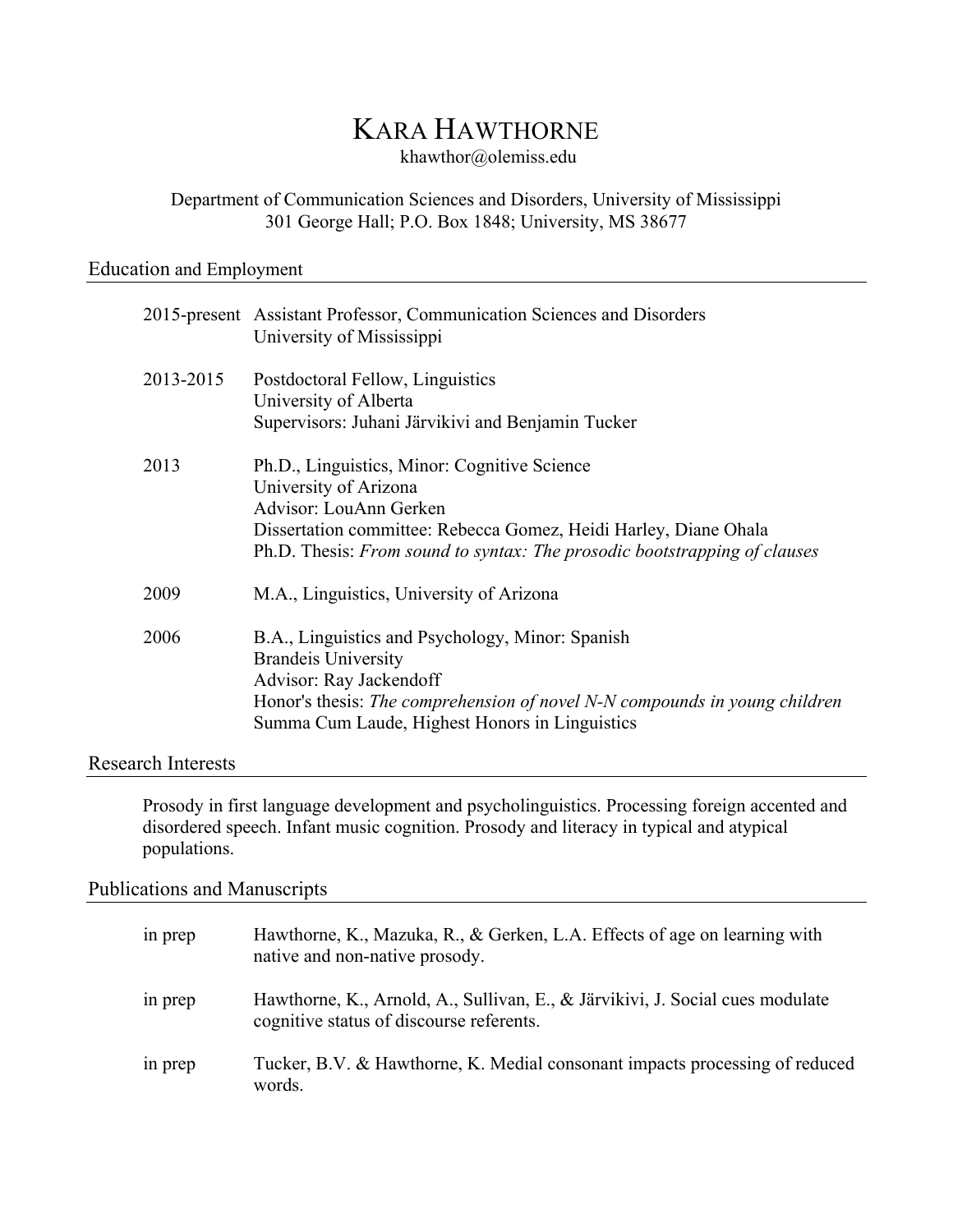# KARA HAWTHORNE

khawthor@olemiss.edu

Department of Communication Sciences and Disorders, University of Mississippi
301 George Hall; P.O. Box 1848; University, MS 38677

## Education and Employment

2015-present Assistant Professor, Communication Sciences and Disorders
University of Mississippi

2013-2015 Postdoctoral Fellow, Linguistics
University of Alberta
Supervisors: Juhani Järvikivi and Benjamin Tucker

2013 Ph.D., Linguistics, Minor: Cognitive Science
University of Arizona
Advisor: LouAnn Gerken
Dissertation committee: Rebecca Gomez, Heidi Harley, Diane Ohala
Ph.D. Thesis: *From sound to syntax: The prosodic bootstrapping of clauses*

2009 M.A., Linguistics, University of Arizona

2006 B.A., Linguistics and Psychology, Minor: Spanish
Brandeis University
Advisor: Ray Jackendoff
Honor's thesis: *The comprehension of novel N-N compounds in young children*
Summa Cum Laude, Highest Honors in Linguistics

## Research Interests

Prosody in first language development and psycholinguistics. Processing foreign accented and disordered speech. Infant music cognition. Prosody and literacy in typical and atypical populations.

## Publications and Manuscripts

in prep Hawthorne, K., Mazuka, R., & Gerken, L.A. Effects of age on learning with native and non-native prosody.

in prep Hawthorne, K., Arnold, A., Sullivan, E., & Järvikivi, J. Social cues modulate cognitive status of discourse referents.

in prep Tucker, B.V. & Hawthorne, K. Medial consonant impacts processing of reduced words.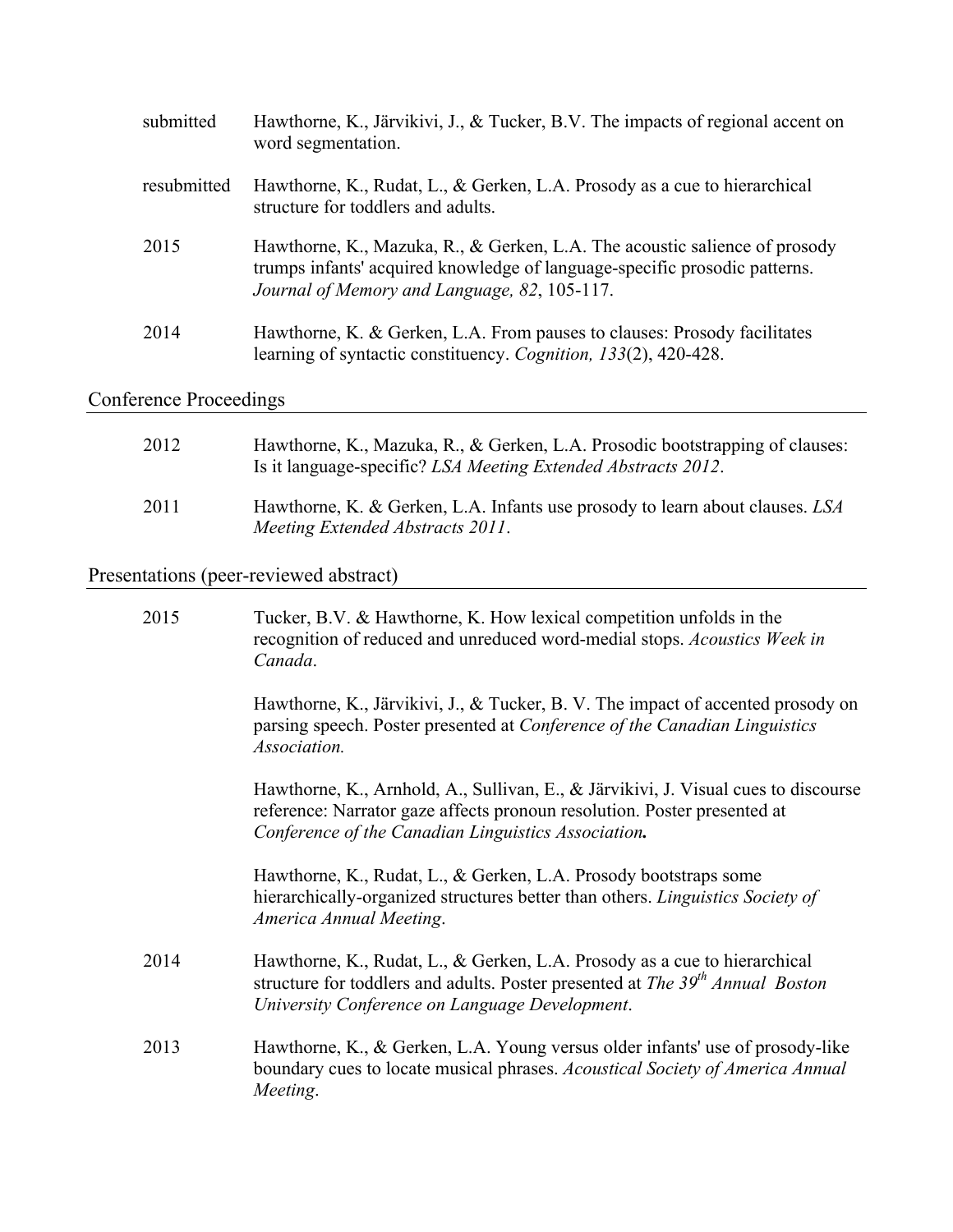| | |
|---|---|
| submitted | Hawthorne, K., Järvikivi, J., & Tucker, B.V. The impacts of regional accent on word segmentation. |
| resubmitted | Hawthorne, K., Rudat, L., & Gerken, L.A. Prosody as a cue to hierarchical structure for toddlers and adults. |
| 2015 | Hawthorne, K., Mazuka, R., & Gerken, L.A. The acoustic salience of prosody trumps infants' acquired knowledge of language-specific prosodic patterns. *Journal of Memory and Language, 82*, 105-117. |
| 2014 | Hawthorne, K. & Gerken, L.A. From pauses to clauses: Prosody facilitates learning of syntactic constituency. *Cognition, 133*(2), 420-428. |

## Conference Proceedings

| | |
|---|---|
| 2012 | Hawthorne, K., Mazuka, R., & Gerken, L.A. Prosodic bootstrapping of clauses: Is it language-specific? *LSA Meeting Extended Abstracts 2012*. |
| 2011 | Hawthorne, K. & Gerken, L.A. Infants use prosody to learn about clauses. *LSA Meeting Extended Abstracts 2011*. |

## Presentations (peer-reviewed abstract)

| | |
|---|---|
| 2015 | Tucker, B.V. & Hawthorne, K. How lexical competition unfolds in the recognition of reduced and unreduced word-medial stops. *Acoustics Week in Canada*. |
| | Hawthorne, K., Järvikivi, J., & Tucker, B. V. The impact of accented prosody on parsing speech. Poster presented at *Conference of the Canadian Linguistics Association.* |
| | Hawthorne, K., Arnhold, A., Sullivan, E., & Järvikivi, J. Visual cues to discourse reference: Narrator gaze affects pronoun resolution. Poster presented at *Conference of the Canadian Linguistics Association.* |
| | Hawthorne, K., Rudat, L., & Gerken, L.A. Prosody bootstraps some hierarchically-organized structures better than others. *Linguistics Society of America Annual Meeting*. |
| 2014 | Hawthorne, K., Rudat, L., & Gerken, L.A. Prosody as a cue to hierarchical structure for toddlers and adults. Poster presented at *The 39th Annual Boston University Conference on Language Development*. |
| 2013 | Hawthorne, K., & Gerken, L.A. Young versus older infants' use of prosody-like boundary cues to locate musical phrases. *Acoustical Society of America Annual Meeting*. |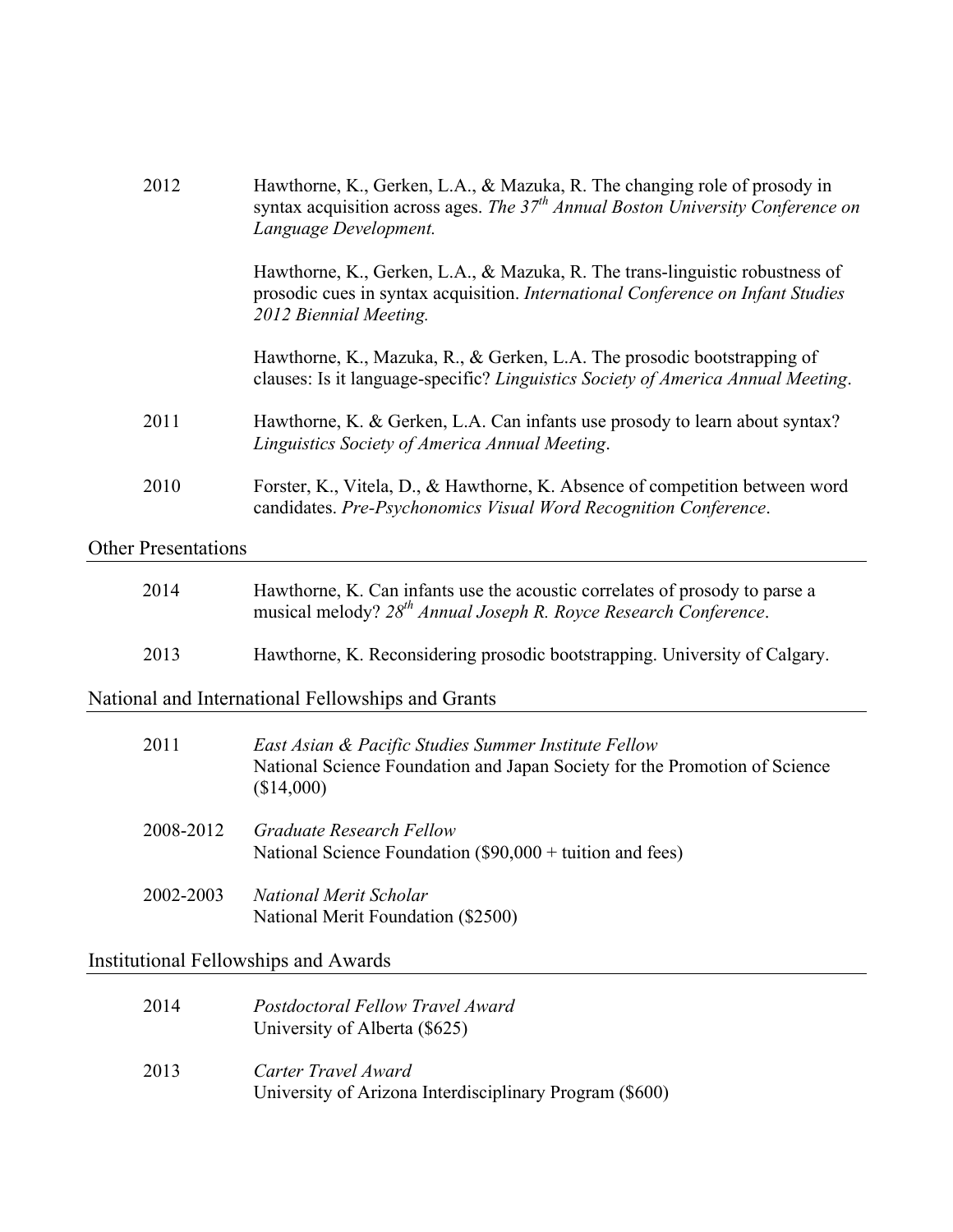| | |
|---|---|
| 2012 | Hawthorne, K., Gerken, L.A., & Mazuka, R. The changing role of prosody in syntax acquisition across ages. *The 37th Annual Boston University Conference on Language Development.* |
| | Hawthorne, K., Gerken, L.A., & Mazuka, R. The trans-linguistic robustness of prosodic cues in syntax acquisition. *International Conference on Infant Studies 2012 Biennial Meeting.* |
| | Hawthorne, K., Mazuka, R., & Gerken, L.A. The prosodic bootstrapping of clauses: Is it language-specific? *Linguistics Society of America Annual Meeting*. |
| 2011 | Hawthorne, K. & Gerken, L.A. Can infants use prosody to learn about syntax? *Linguistics Society of America Annual Meeting*. |
| 2010 | Forster, K., Vitela, D., & Hawthorne, K. Absence of competition between word candidates. *Pre-Psychonomics Visual Word Recognition Conference*. |

## Other Presentations

| | |
|---|---|
| 2014 | Hawthorne, K. Can infants use the acoustic correlates of prosody to parse a musical melody? *28th Annual Joseph R. Royce Research Conference*. |
| 2013 | Hawthorne, K. Reconsidering prosodic bootstrapping. University of Calgary. |

## National and International Fellowships and Grants

| | |
|---|---|
| 2011 | *East Asian & Pacific Studies Summer Institute Fellow*<br>National Science Foundation and Japan Society for the Promotion of Science ($14,000) |
| 2008-2012 | *Graduate Research Fellow*<br>National Science Foundation ($90,000 + tuition and fees) |
| 2002-2003 | *National Merit Scholar*<br>National Merit Foundation ($2500) |

## Institutional Fellowships and Awards

| | |
|---|---|
| 2014 | *Postdoctoral Fellow Travel Award*<br>University of Alberta ($625) |
| 2013 | *Carter Travel Award*<br>University of Arizona Interdisciplinary Program ($600) |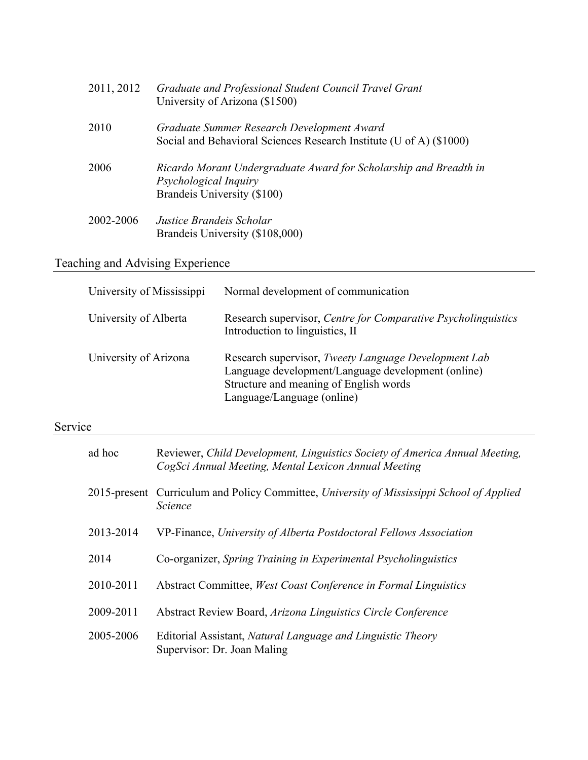2011, 2012 *Graduate and Professional Student Council Travel Grant*
University of Arizona ($1500)

2010 *Graduate Summer Research Development Award*
Social and Behavioral Sciences Research Institute (U of A) ($1000)

2006 *Ricardo Morant Undergraduate Award for Scholarship and Breadth in Psychological Inquiry*
Brandeis University ($100)

2002-2006 *Justice Brandeis Scholar*
Brandeis University ($108,000)

## Teaching and Advising Experience

University of Mississippi — Normal development of communication

University of Alberta — Research supervisor, *Centre for Comparative Psycholinguistics*
Introduction to linguistics, II

University of Arizona — Research supervisor, *Tweety Language Development Lab*
Language development/Language development (online)
Structure and meaning of English words
Language/Language (online)

## Service

ad hoc — Reviewer, *Child Development, Linguistics Society of America Annual Meeting, CogSci Annual Meeting, Mental Lexicon Annual Meeting*

2015-present — Curriculum and Policy Committee, *University of Mississippi School of Applied Science*

2013-2014 — VP-Finance, *University of Alberta Postdoctoral Fellows Association*

2014 — Co-organizer, *Spring Training in Experimental Psycholinguistics*

2010-2011 — Abstract Committee, *West Coast Conference in Formal Linguistics*

2009-2011 — Abstract Review Board, *Arizona Linguistics Circle Conference*

2005-2006 — Editorial Assistant, *Natural Language and Linguistic Theory*
Supervisor: Dr. Joan Maling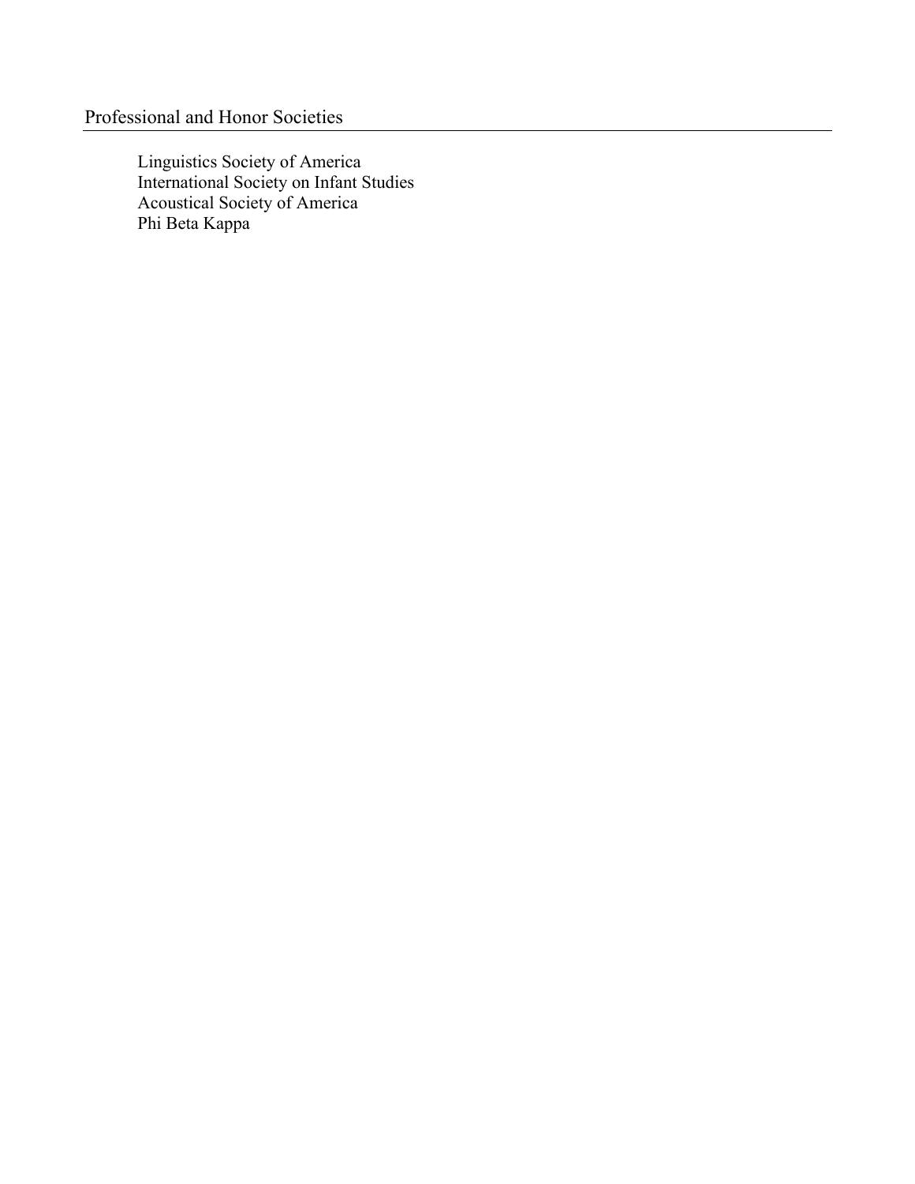## Professional and Honor Societies

Linguistics Society of America
International Society on Infant Studies
Acoustical Society of America
Phi Beta Kappa